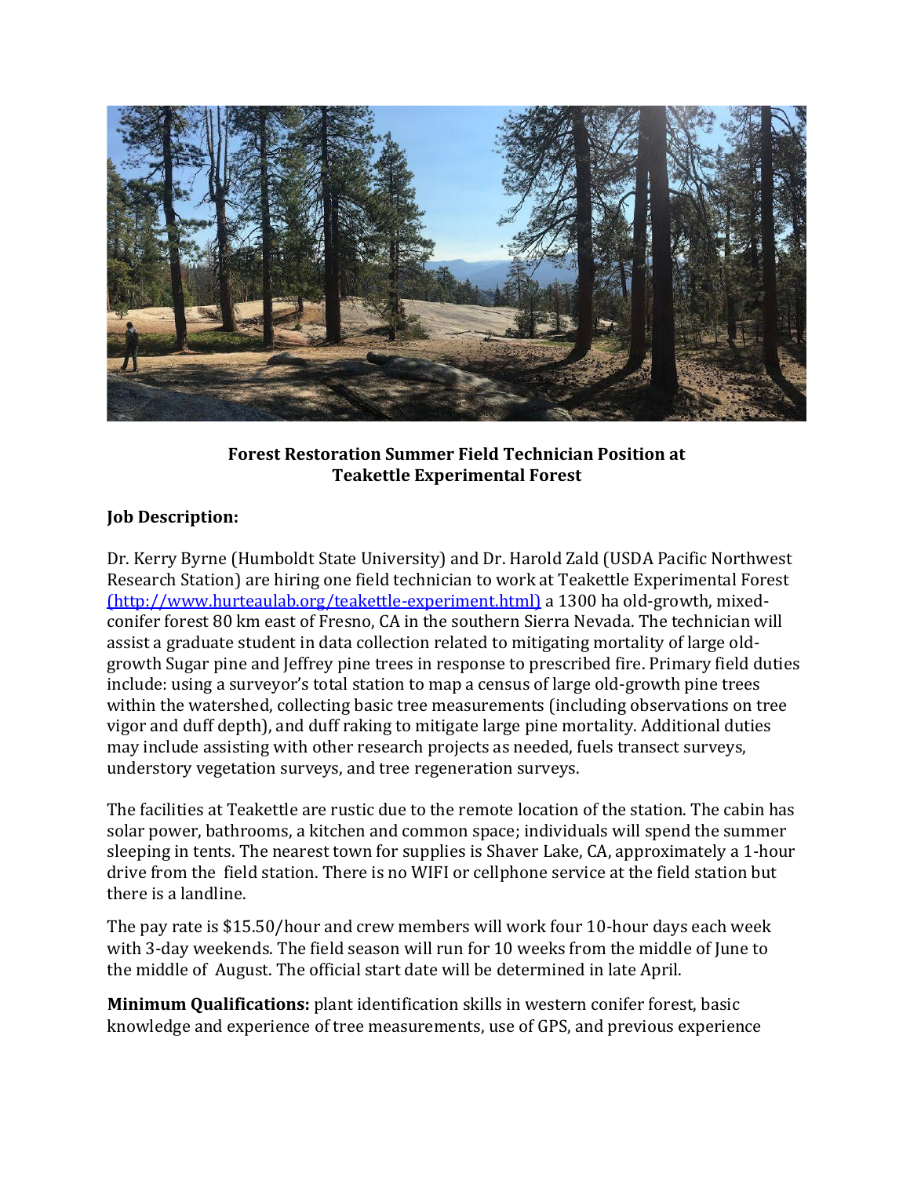**Forest Restoration Summer Field Technician Position at Teakettle Experimental Forest**

**Job Description:**

Dr. Kerry Byrne (Humboldt State University) and Dr. Harold Zald (USDA Pacific Northwest Research Station) are hiring one field technician to work at Teakettle Experimental Forest (http://www.hurteaulab.org/teakettle-experiment.html) a 1300 ha old-growth, mixed-conifer forest 80 km east of Fresno, CA in the southern Sierra Nevada. The technician will assist a graduate student in data collection related to mitigating mortality of large old-growth Sugar pine and Jeffrey pine trees in response to prescribed fire. Primary field duties include: using a surveyor's total station to map a census of large old-growth pine trees within the watershed, collecting basic tree measurements (including observations on tree vigor and duff depth), and duff raking to mitigate large pine mortality. Additional duties may include assisting with other research projects as needed, fuels transect surveys, understory vegetation surveys, and tree regeneration surveys.

The facilities at Teakettle are rustic due to the remote location of the station. The cabin has solar power, bathrooms, a kitchen and common space; individuals will spend the summer sleeping in tents. The nearest town for supplies is Shaver Lake, CA, approximately a 1-hour drive from the field station. There is no WIFI or cellphone service at the field station but there is a landline.

The pay rate is $15.50/hour and crew members will work four 10-hour days each week with 3-day weekends. The field season will run for 10 weeks from the middle of June to the middle of August. The official start date will be determined in late April.

**Minimum Qualifications:** plant identification skills in western conifer forest, basic knowledge and experience of tree measurements, use of GPS, and previous experience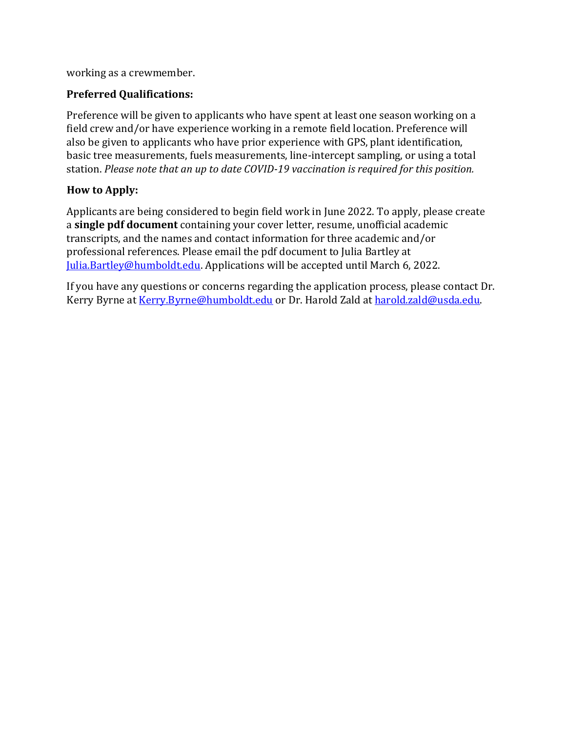working as a crewmember.

### Preferred Qualifications:

Preference will be given to applicants who have spent at least one season working on a field crew and/or have experience working in a remote field location. Preference will also be given to applicants who have prior experience with GPS, plant identification, basic tree measurements, fuels measurements, line-intercept sampling, or using a total station. *Please note that an up to date COVID-19 vaccination is required for this position.*

### How to Apply:

Applicants are being considered to begin field work in June 2022. To apply, please create a **single pdf document** containing your cover letter, resume, unofficial academic transcripts, and the names and contact information for three academic and/or professional references. Please email the pdf document to Julia Bartley at [Julia.Bartley@humboldt.edu](mailto:Julia.Bartley@humboldt.edu). Applications will be accepted until March 6, 2022.

If you have any questions or concerns regarding the application process, please contact Dr. Kerry Byrne at [Kerry.Byrne@humboldt.edu](mailto:Kerry.Byrne@humboldt.edu) or Dr. Harold Zald at [harold.zald@usda.edu](mailto:harold.zald@usda.edu).